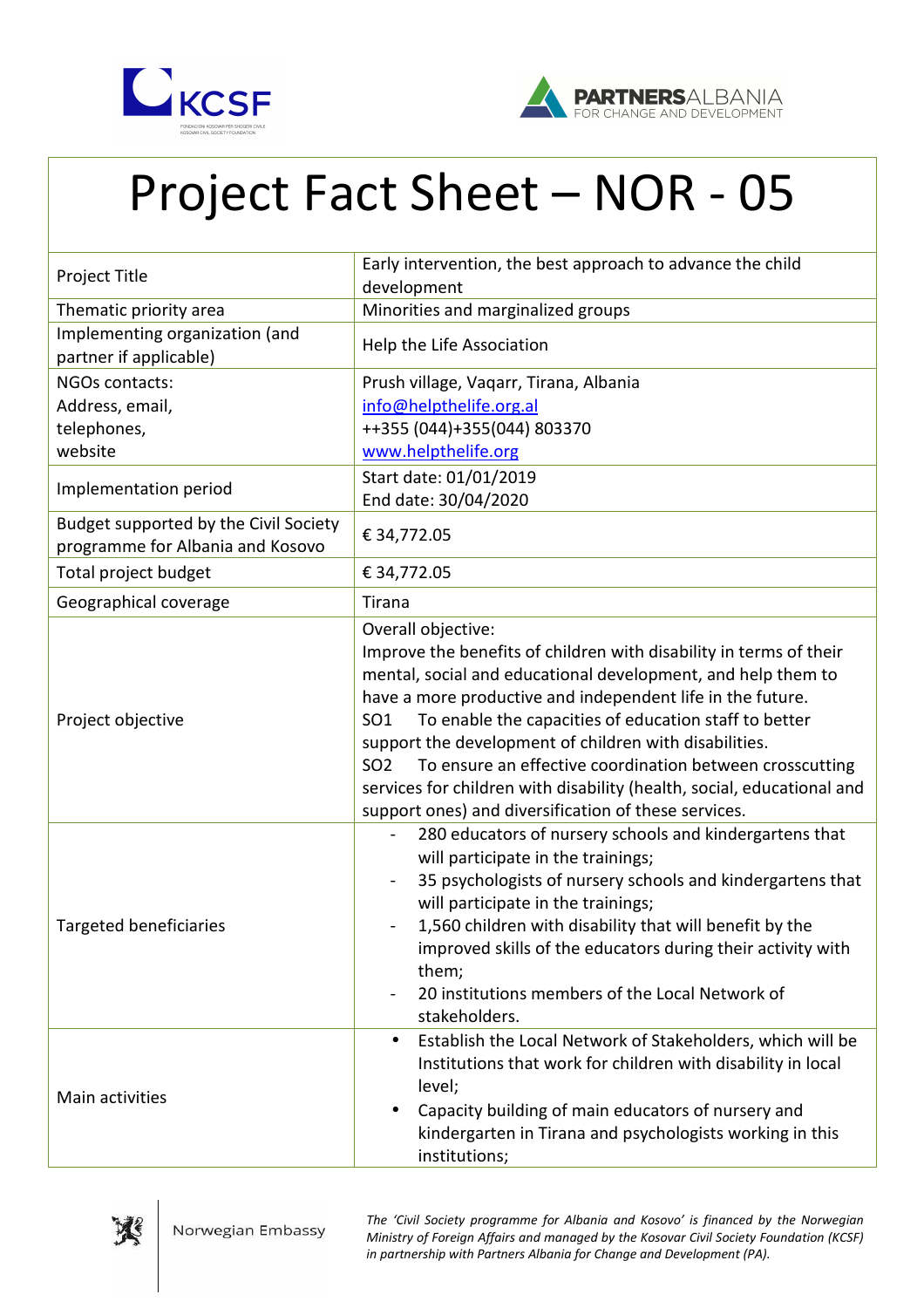# Project Fact Sheet – NOR - 05

| | |
|---|---|
| Project Title | Early intervention, the best approach to advance the child development |
| Thematic priority area | Minorities and marginalized groups |
| Implementing organization (and partner if applicable) | Help the Life Association |
| NGOs contacts:<br>Address, email,<br>telephones,<br>website | Prush village, Vaqarr, Tirana, Albania<br>info@helpthelife.org.al<br>++355 (044)+355(044) 803370<br>www.helpthelife.org |
| Implementation period | Start date: 01/01/2019<br>End date: 30/04/2020 |
| Budget supported by the Civil Society programme for Albania and Kosovo | € 34,772.05 |
| Total project budget | € 34,772.05 |
| Geographical coverage | Tirana |
| Project objective | Overall objective:<br>Improve the benefits of children with disability in terms of their mental, social and educational development, and help them to have a more productive and independent life in the future.<br>SO1 To enable the capacities of education staff to better support the development of children with disabilities.<br>SO2 To ensure an effective coordination between crosscutting services for children with disability (health, social, educational and support ones) and diversification of these services. |
| Targeted beneficiaries | - 280 educators of nursery schools and kindergartens that will participate in the trainings;<br>- 35 psychologists of nursery schools and kindergartens that will participate in the trainings;<br>- 1,560 children with disability that will benefit by the improved skills of the educators during their activity with them;<br>- 20 institutions members of the Local Network of stakeholders. |
| Main activities | • Establish the Local Network of Stakeholders, which will be Institutions that work for children with disability in local level;<br>• Capacity building of main educators of nursery and kindergarten in Tirana and psychologists working in this institutions; |

Norwegian Embassy

*The 'Civil Society programme for Albania and Kosovo' is financed by the Norwegian Ministry of Foreign Affairs and managed by the Kosovar Civil Society Foundation (KCSF) in partnership with Partners Albania for Change and Development (PA).*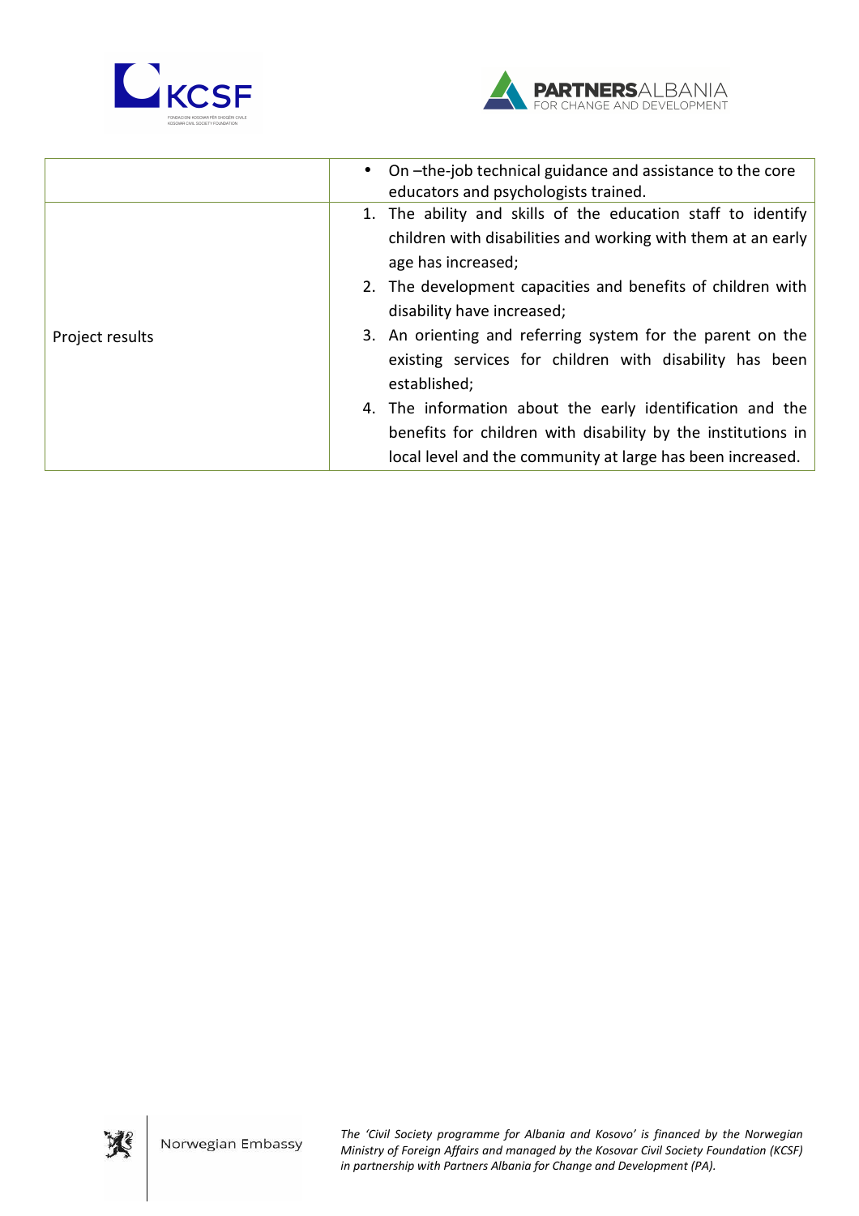| | |
|---|---|
| | • On –the-job technical guidance and assistance to the core educators and psychologists trained. |
| Project results | 1. The ability and skills of the education staff to identify children with disabilities and working with them at an early age has increased;<br>2. The development capacities and benefits of children with disability have increased;<br>3. An orienting and referring system for the parent on the existing services for children with disability has been established;<br>4. The information about the early identification and the benefits for children with disability by the institutions in local level and the community at large has been increased. |